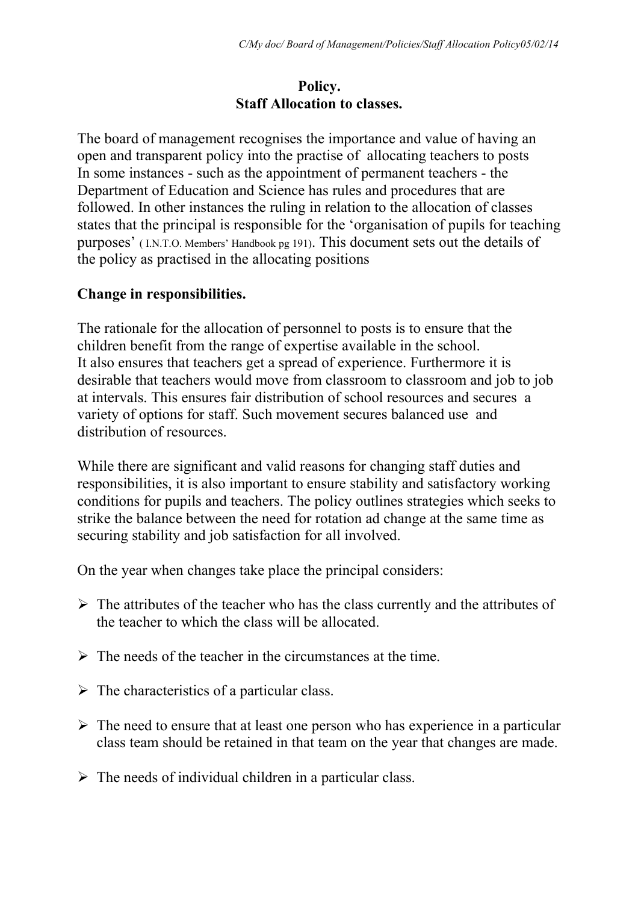**Policy.**
**Staff Allocation to classes.**

The board of management recognises the importance and value of having an open and transparent policy into the practise of allocating teachers to posts In some instances - such as the appointment of permanent teachers - the Department of Education and Science has rules and procedures that are followed. In other instances the ruling in relation to the allocation of classes states that the principal is responsible for the 'organisation of pupils for teaching purposes' ( I.N.T.O. Members' Handbook pg 191). This document sets out the details of the policy as practised in the allocating positions

**Change in responsibilities.**

The rationale for the allocation of personnel to posts is to ensure that the children benefit from the range of expertise available in the school.
It also ensures that teachers get a spread of experience. Furthermore it is desirable that teachers would move from classroom to classroom and job to job at intervals. This ensures fair distribution of school resources and secures a variety of options for staff. Such movement secures balanced use and distribution of resources.

While there are significant and valid reasons for changing staff duties and responsibilities, it is also important to ensure stability and satisfactory working conditions for pupils and teachers. The policy outlines strategies which seeks to strike the balance between the need for rotation ad change at the same time as securing stability and job satisfaction for all involved.

On the year when changes take place the principal considers:

- The attributes of the teacher who has the class currently and the attributes of the teacher to which the class will be allocated.
- The needs of the teacher in the circumstances at the time.
- The characteristics of a particular class.
- The need to ensure that at least one person who has experience in a particular class team should be retained in that team on the year that changes are made.
- The needs of individual children in a particular class.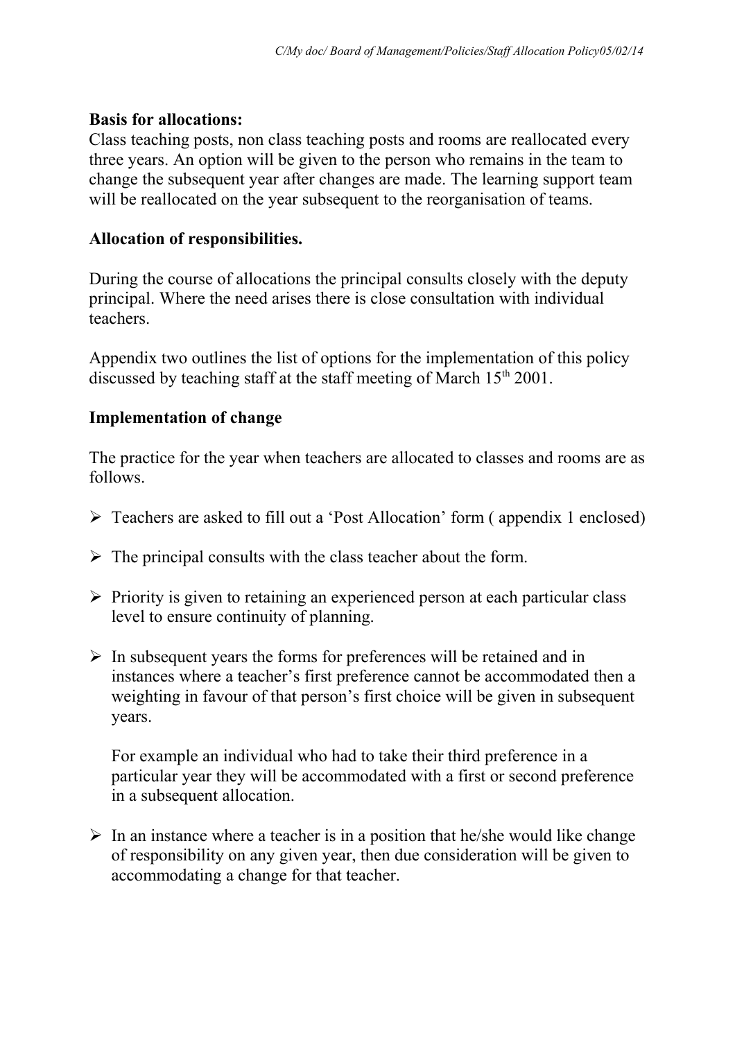**Basis for allocations:**
Class teaching posts, non class teaching posts and rooms are reallocated every three years. An option will be given to the person who remains in the team to change the subsequent year after changes are made. The learning support team will be reallocated on the year subsequent to the reorganisation of teams.

**Allocation of responsibilities.**

During the course of allocations the principal consults closely with the deputy principal. Where the need arises there is close consultation with individual teachers.

Appendix two outlines the list of options for the implementation of this policy discussed by teaching staff at the staff meeting of March 15th 2001.

**Implementation of change**

The practice for the year when teachers are allocated to classes and rooms are as follows.

- Teachers are asked to fill out a 'Post Allocation' form ( appendix 1 enclosed)
- The principal consults with the class teacher about the form.
- Priority is given to retaining an experienced person at each particular class level to ensure continuity of planning.
- In subsequent years the forms for preferences will be retained and in instances where a teacher's first preference cannot be accommodated then a weighting in favour of that person's first choice will be given in subsequent years.

  For example an individual who had to take their third preference in a particular year they will be accommodated with a first or second preference in a subsequent allocation.

- In an instance where a teacher is in a position that he/she would like change of responsibility on any given year, then due consideration will be given to accommodating a change for that teacher.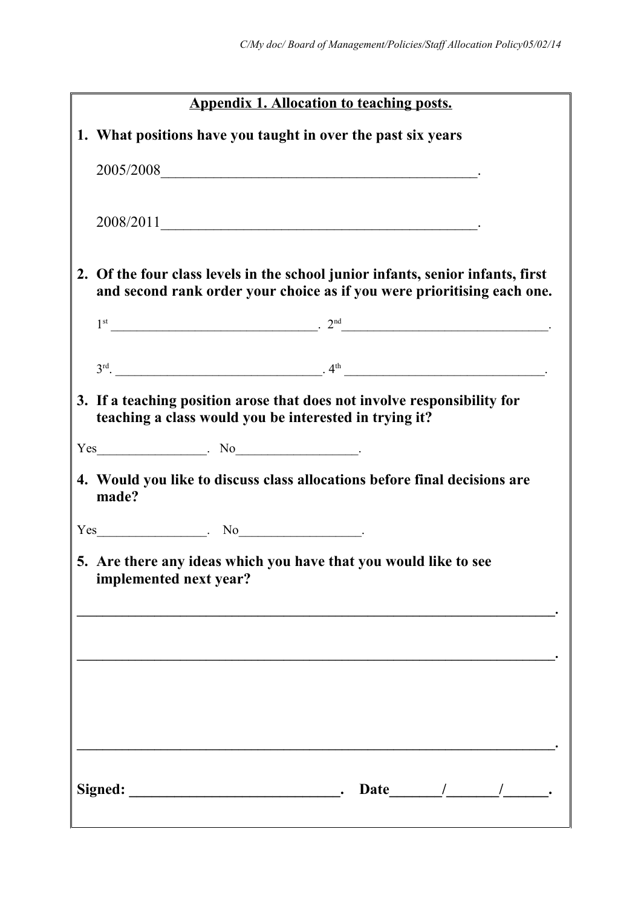## Appendix 1. Allocation to teaching posts.

**1. What positions have you taught in over the past six years**

2005/2008_____________________________________________.

2008/2011_____________________________________________.

**2. Of the four class levels in the school junior infants, senior infants, first and second rank order your choice as if you were prioritising each one.**

1st _______________________________. 2nd_______________________________.

3rd. _______________________________. 4th _____________________________.

**3. If a teaching position arose that does not involve responsibility for teaching a class would you be interested in trying it?**

Yes________________. No__________________.

**4. Would you like to discuss class allocations before final decisions are made?**

Yes________________. No__________________.

**5. Are there any ideas which you have that you would like to see implemented next year?**

**___________________________________________________________________.**

**___________________________________________________________________.**

**___________________________________________________________________.**

**Signed: ____________________________. Date_______/_______/______.**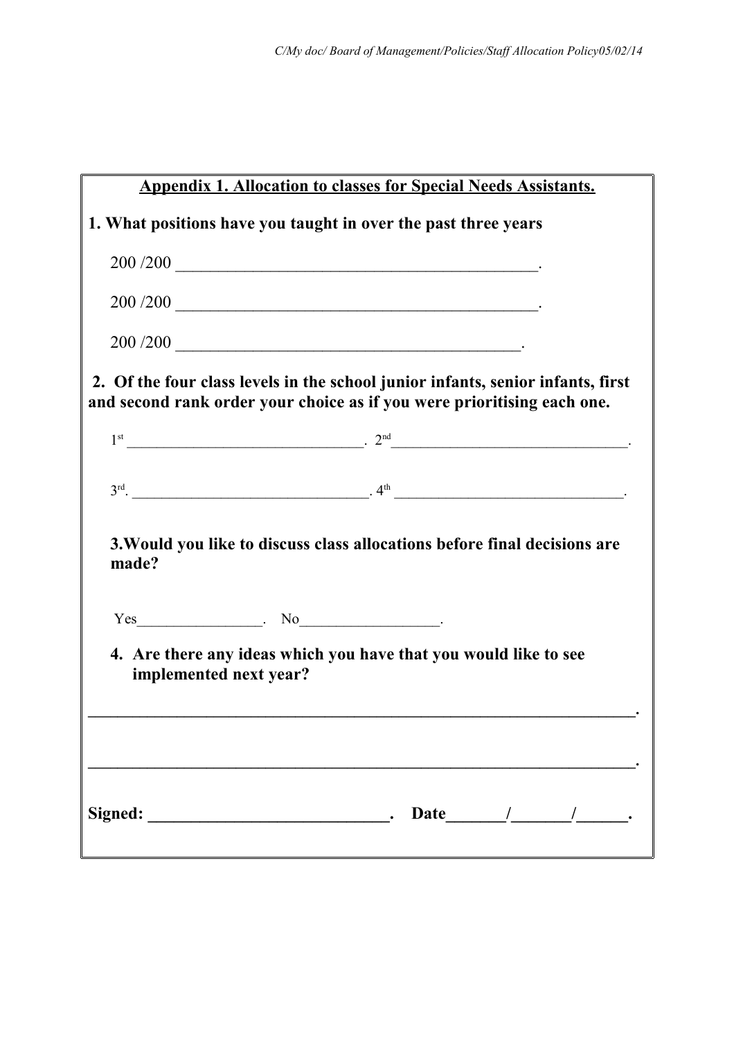## Appendix 1. Allocation to classes for Special Needs Assistants.

**1. What positions have you taught in over the past three years**

200 /200 ___________________________________________.

200 /200 ___________________________________________.

200 /200 _________________________________________.

**2. Of the four class levels in the school junior infants, senior infants, first and second rank order your choice as if you were prioritising each one.**

1st _______________________________. 2nd_______________________________.

3rd. _______________________________. 4th ______________________________.

**3. Would you like to discuss class allocations before final decisions are made?**

Yes________________. No__________________.

**4. Are there any ideas which you have that you would like to see implemented next year?**

_________________________________________________________________.

_________________________________________________________________.

**Signed: _____________________________. Date_______/_______/______.**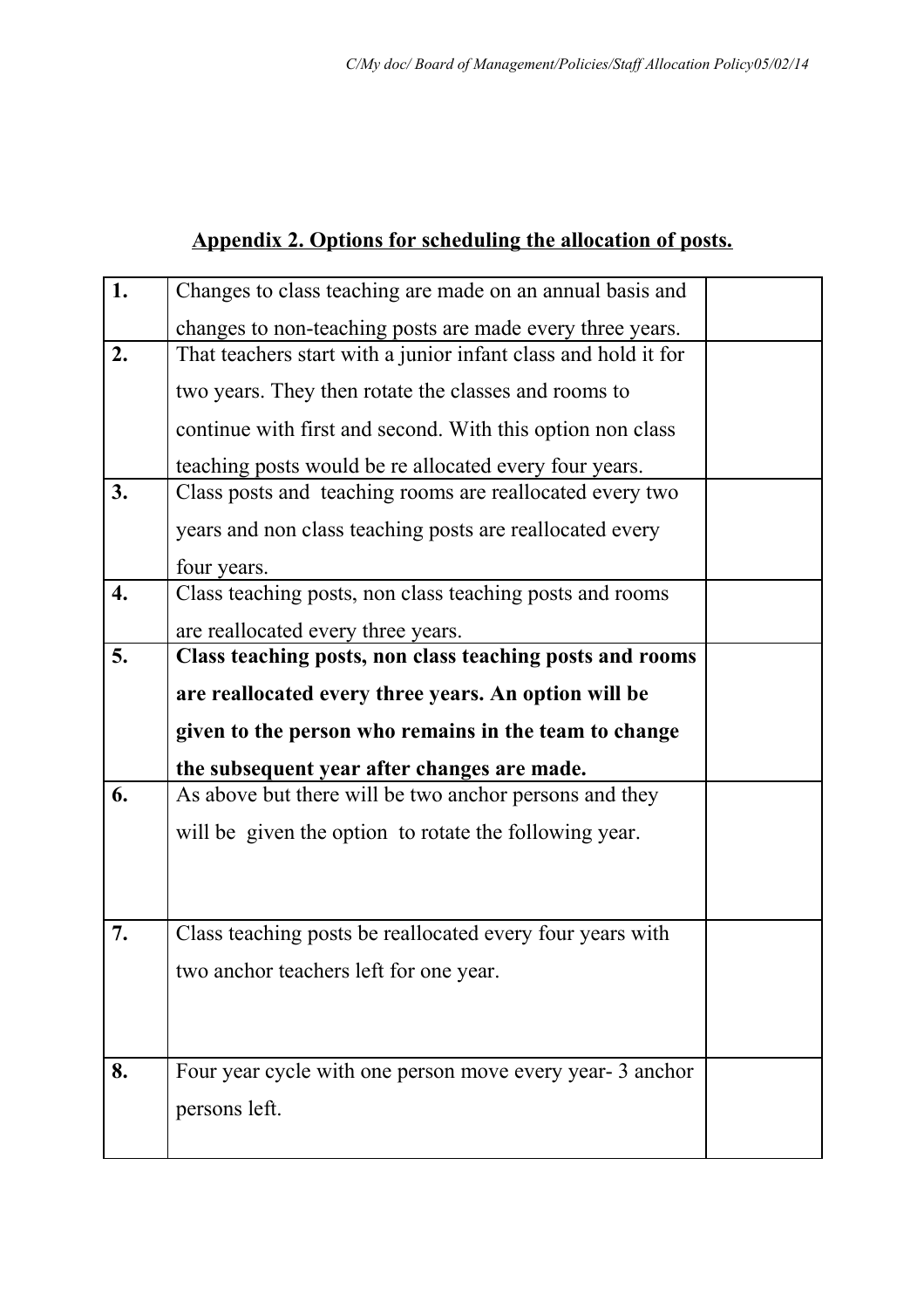## Appendix 2. Options for scheduling the allocation of posts.

| | | |
|---|---|---|
| **1.** | Changes to class teaching are made on an annual basis and changes to non-teaching posts are made every three years. | |
| **2.** | That teachers start with a junior infant class and hold it for two years. They then rotate the classes and rooms to continue with first and second. With this option non class teaching posts would be re allocated every four years. | |
| **3.** | Class posts and teaching rooms are reallocated every two years and non class teaching posts are reallocated every four years. | |
| **4.** | Class teaching posts, non class teaching posts and rooms are reallocated every three years. | |
| **5.** | **Class teaching posts, non class teaching posts and rooms are reallocated every three years. An option will be given to the person who remains in the team to change the subsequent year after changes are made.** | |
| **6.** | As above but there will be two anchor persons and they will be given the option to rotate the following year. | |
| **7.** | Class teaching posts be reallocated every four years with two anchor teachers left for one year. | |
| **8.** | Four year cycle with one person move every year- 3 anchor persons left. | |